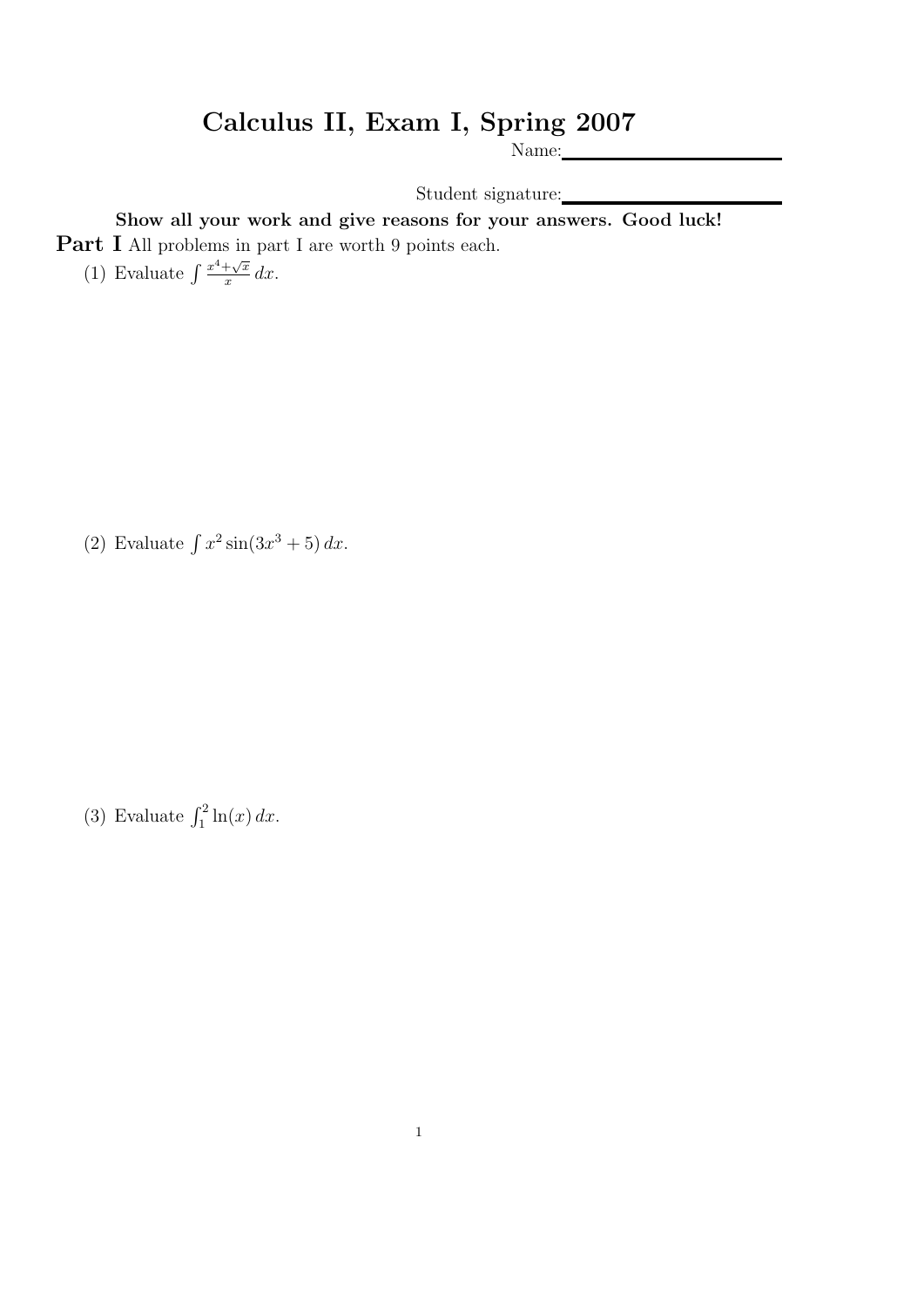# Calculus II, Exam I, Spring 2007

Name: ____________________

Student signature: ____________________

**Show all your work and give reasons for your answers. Good luck!**

**Part I** All problems in part I are worth 9 points each.

(1) Evaluate $\int \frac{x^4+\sqrt{x}}{x}\,dx$.

(2) Evaluate $\int x^2 \sin(3x^3+5)\,dx$.

(3) Evaluate $\int_1^2 \ln(x)\,dx$.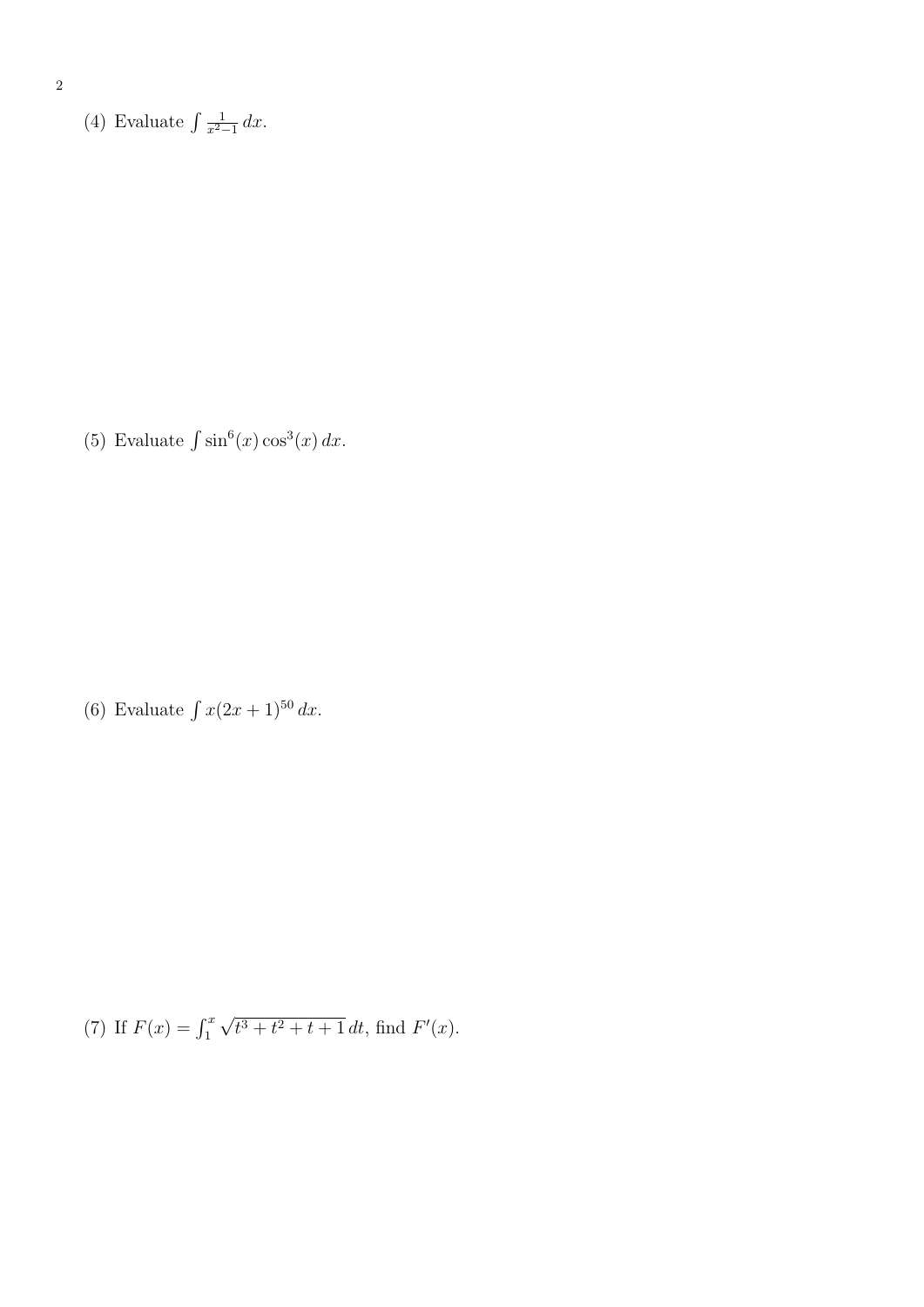(4) Evaluate $\int \frac{1}{x^2-1}\,dx$.

(5) Evaluate $\int \sin^6(x)\cos^3(x)\,dx$.

(6) Evaluate $\int x(2x+1)^{50}\,dx$.

(7) If $F(x) = \int_1^x \sqrt{t^3+t^2+t+1}\,dt$, find $F'(x)$.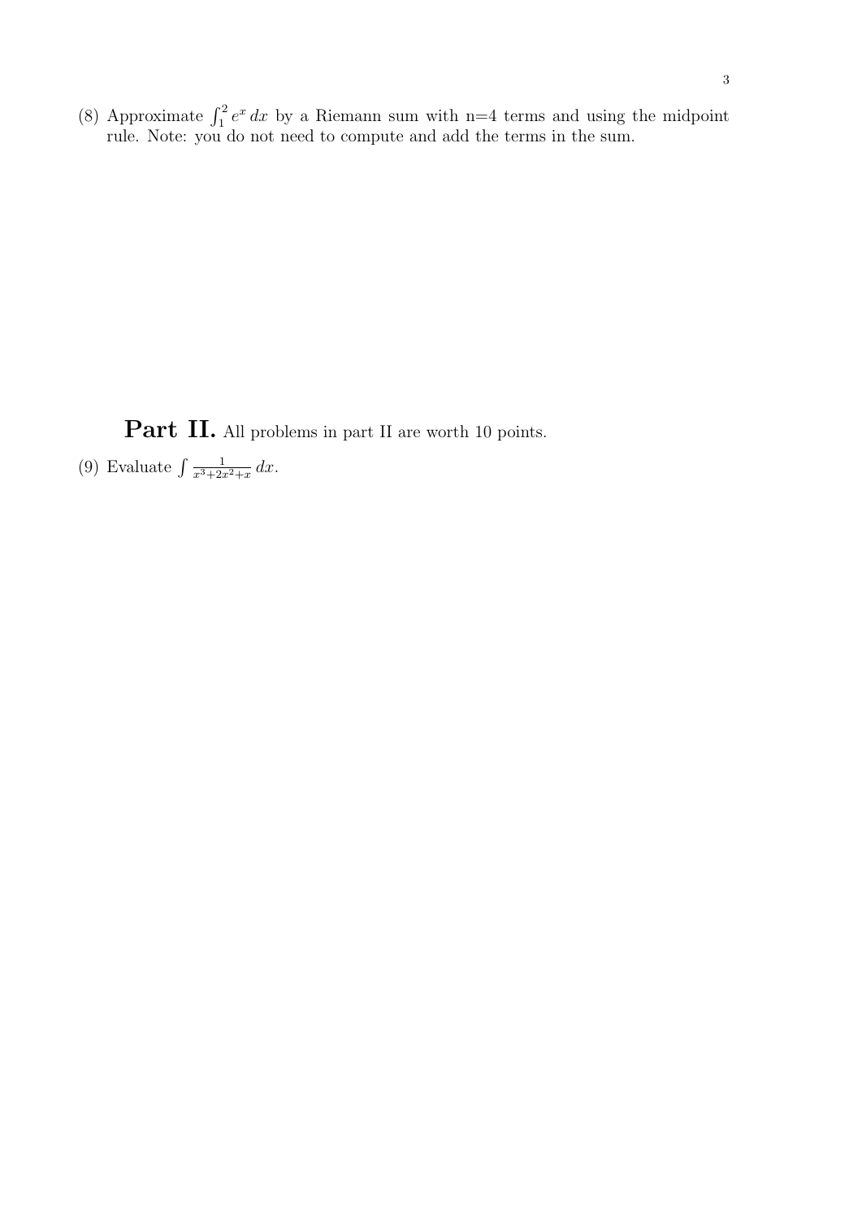(8) Approximate $\int_1^2 e^x \, dx$ by a Riemann sum with n=4 terms and using the midpoint rule. Note: you do not need to compute and add the terms in the sum.

## Part II. All problems in part II are worth 10 points.

(9) Evaluate $\int \frac{1}{x^3+2x^2+x} \, dx$.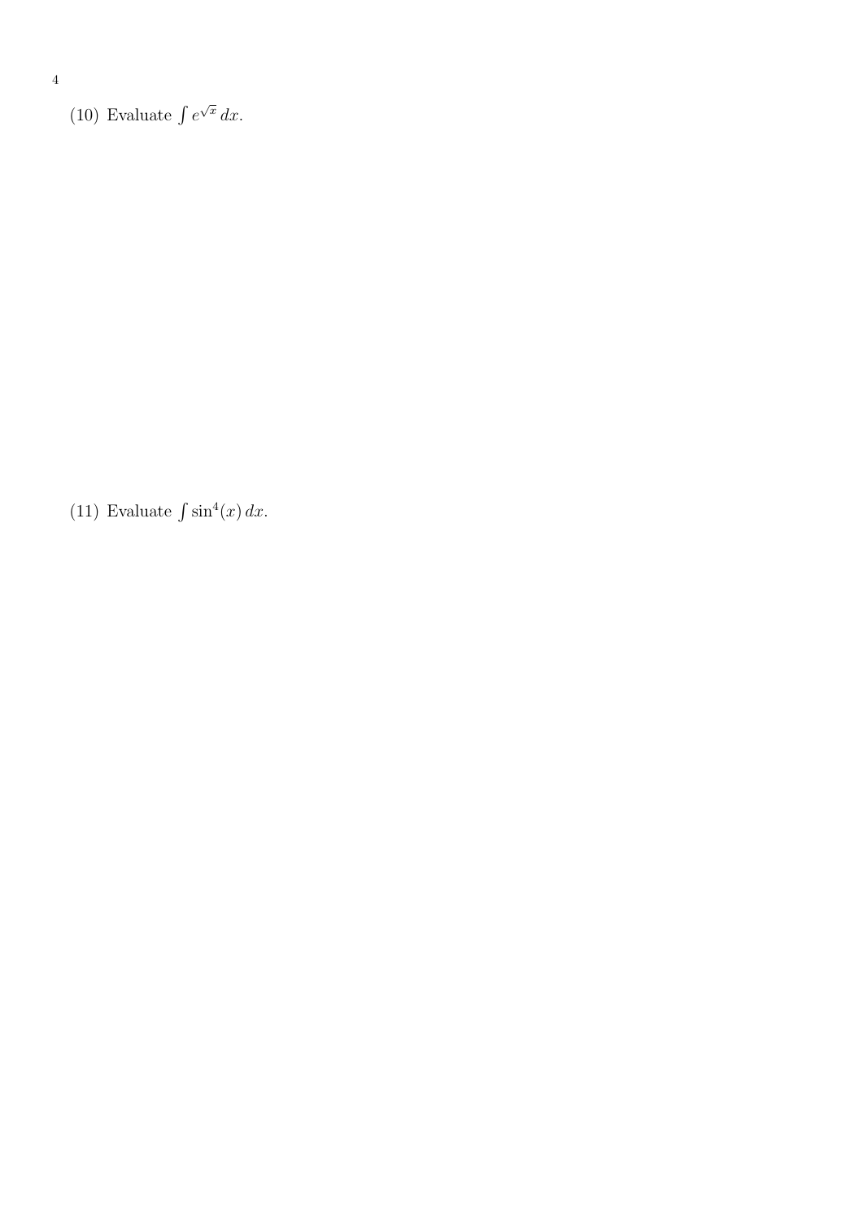(10) Evaluate $\int e^{\sqrt{x}}\, dx$.

(11) Evaluate $\int \sin^4(x)\, dx$.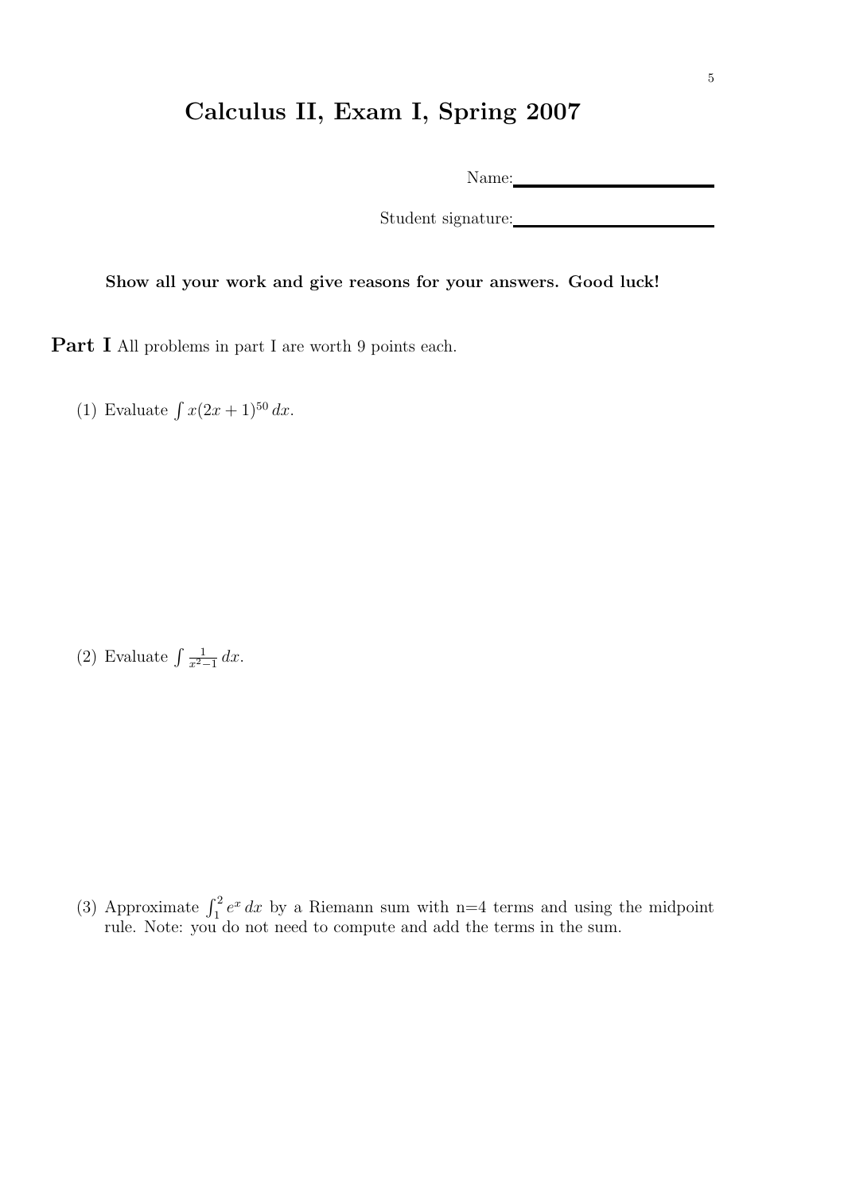# Calculus II, Exam I, Spring 2007

Name: \_\_\_\_\_\_\_\_\_\_\_\_\_\_\_\_\_\_\_\_

Student signature: \_\_\_\_\_\_\_\_\_\_\_\_\_\_\_\_\_\_\_\_

**Show all your work and give reasons for your answers. Good luck!**

**Part I** All problems in part I are worth 9 points each.

(1) Evaluate $\int x(2x+1)^{50}\,dx$.

(2) Evaluate $\int \frac{1}{x^2-1}\,dx$.

(3) Approximate $\int_1^2 e^x\,dx$ by a Riemann sum with n=4 terms and using the midpoint rule. Note: you do not need to compute and add the terms in the sum.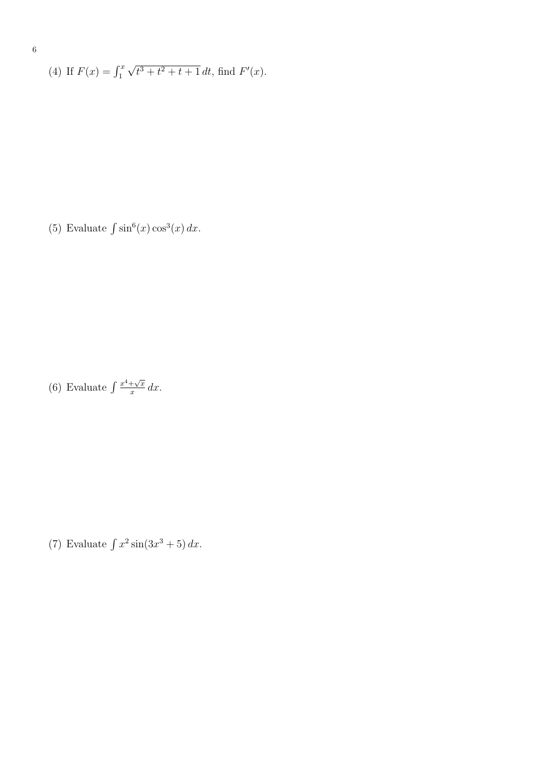(4) If $F(x) = \int_1^x \sqrt{t^3 + t^2 + t + 1}\, dt$, find $F'(x)$.

(5) Evaluate $\int \sin^6(x) \cos^3(x)\, dx$.

(6) Evaluate $\int \frac{x^4 + \sqrt{x}}{x}\, dx$.

(7) Evaluate $\int x^2 \sin(3x^3 + 5)\, dx$.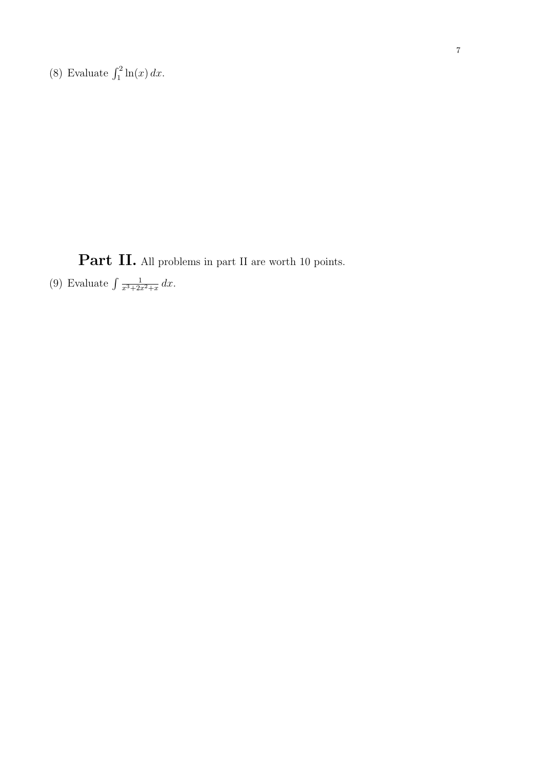(8) Evaluate $\int_1^2 \ln(x)\, dx$.

**Part II.** All problems in part II are worth 10 points.

(9) Evaluate $\int \frac{1}{x^3+2x^2+x}\, dx$.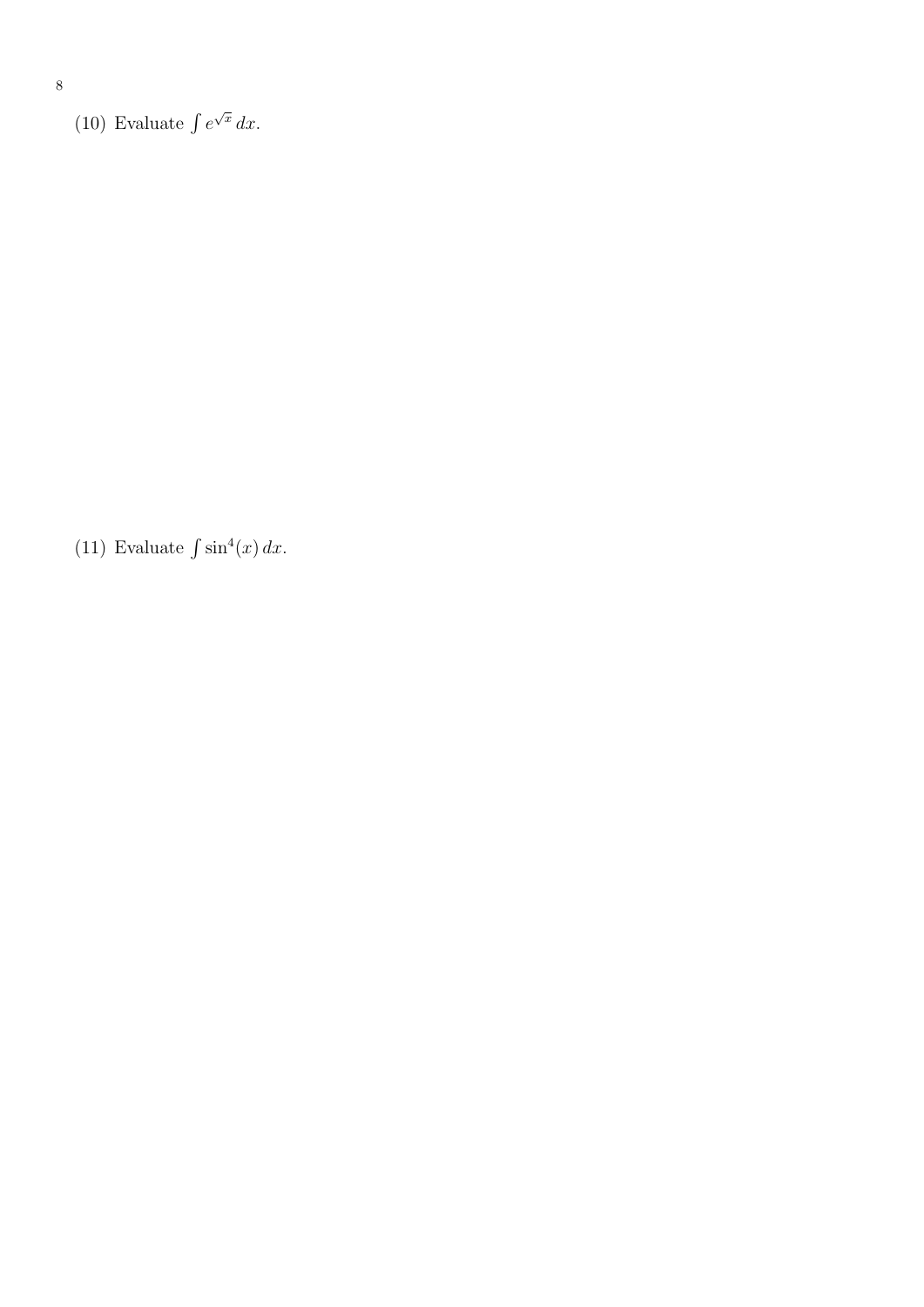(10) Evaluate $\int e^{\sqrt{x}}\, dx$.

(11) Evaluate $\int \sin^4(x)\, dx$.